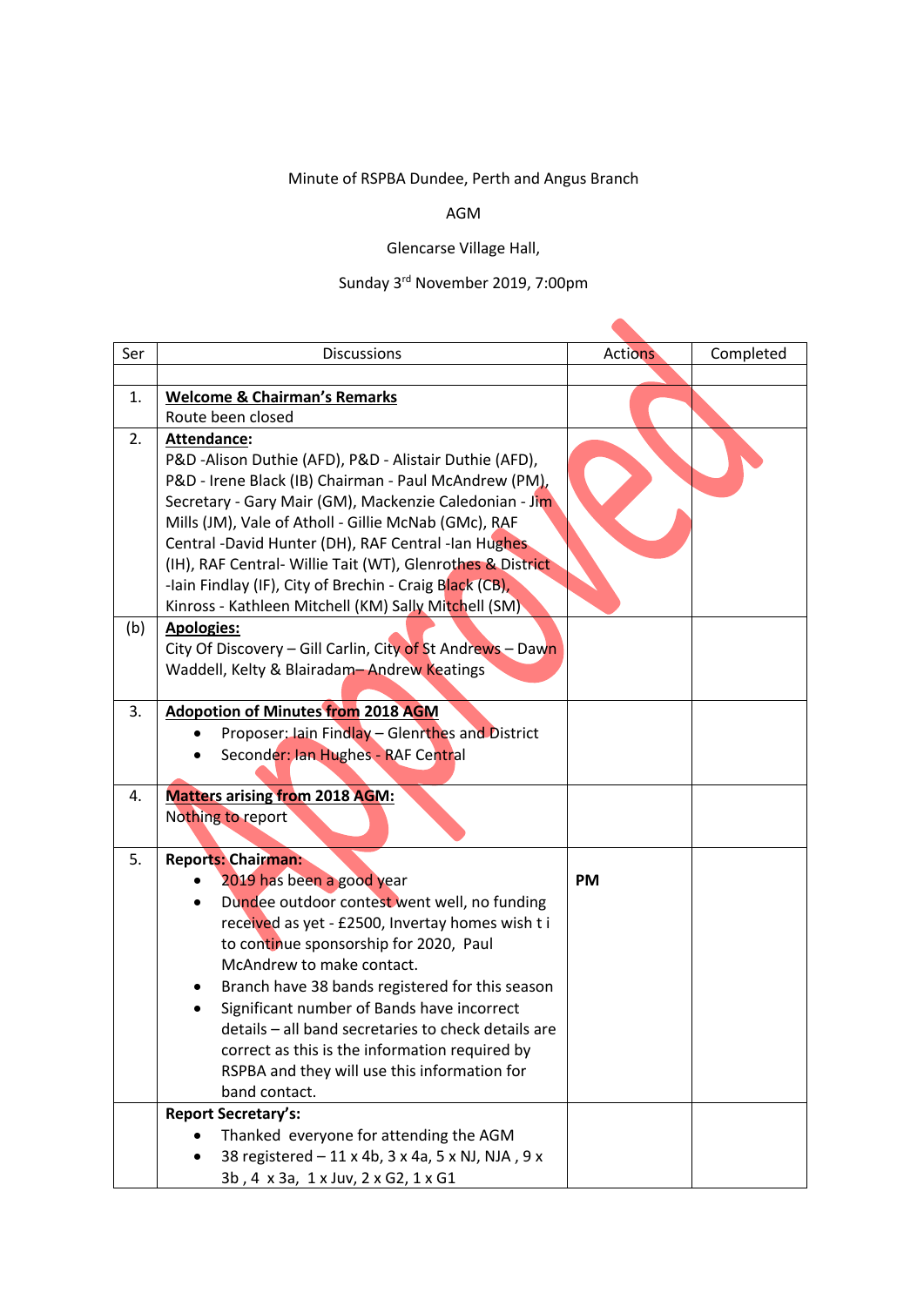Minute of RSPBA Dundee, Perth and Angus Branch

AGM

Glencarse Village Hall,

Sunday 3rd November 2019, 7:00pm

| Ser | Discussions | Actions | Completed |
|---|---|---|---|
| | | | |
| 1. | **Welcome & Chairman's Remarks**<br>Route been closed | | |
| 2. | **Attendance:**<br>P&D -Alison Duthie (AFD), P&D - Alistair Duthie (AFD), P&D - Irene Black (IB) Chairman - Paul McAndrew (PM), Secretary - Gary Mair (GM), Mackenzie Caledonian - Jim Mills (JM), Vale of Atholl - Gillie McNab (GMc), RAF Central -David Hunter (DH), RAF Central -Ian Hughes (IH), RAF Central- Willie Tait (WT), Glenrothes & District -Iain Findlay (IF), City of Brechin - Craig Black (CB), Kinross - Kathleen Mitchell (KM) Sally Mitchell (SM) | | |
| (b) | **Apologies:**<br>City Of Discovery – Gill Carlin, City of St Andrews – Dawn Waddell, Kelty & Blairadam– Andrew Keatings | | |
| 3. | **Adopotion of Minutes from 2018 AGM**<br>• Proposer: Iain Findlay – Glenrthes and District<br>• Seconder: Ian Hughes - RAF Central | | |
| 4. | **Matters arising from 2018 AGM:**<br>Nothing to report | | |
| 5. | **Reports: Chairman:**<br>• 2019 has been a good year<br>• Dundee outdoor contest went well, no funding received as yet - £2500, Invertay homes wish t i to continue sponsorship for 2020, Paul McAndrew to make contact.<br>• Branch have 38 bands registered for this season<br>• Significant number of Bands have incorrect details – all band secretaries to check details are correct as this is the information required by RSPBA and they will use this information for band contact. | **PM** | |
| | **Report Secretary's:**<br>• Thanked everyone for attending the AGM<br>• 38 registered – 11 x 4b, 3 x 4a, 5 x NJ, NJA , 9 x 3b , 4 x 3a, 1 x Juv, 2 x G2, 1 x G1 | | |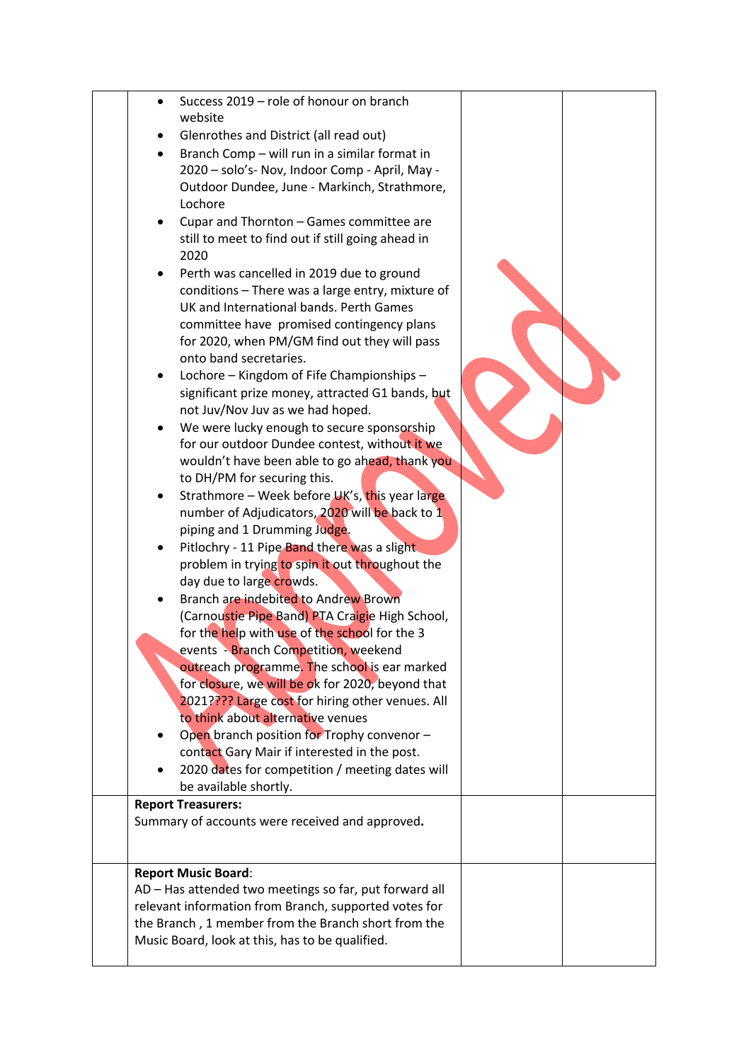| | | | |
|---|---|---|---|
| | <ul><li>Success 2019 – role of honour on branch website</li><li>Glenrothes and District (all read out)</li><li>Branch Comp – will run in a similar format in 2020 – solo's- Nov, Indoor Comp - April, May - Outdoor Dundee, June - Markinch, Strathmore, Lochore</li><li>Cupar and Thornton – Games committee are still to meet to find out if still going ahead in 2020</li><li>Perth was cancelled in 2019 due to ground conditions – There was a large entry, mixture of UK and International bands. Perth Games committee have promised contingency plans for 2020, when PM/GM find out they will pass onto band secretaries.</li><li>Lochore – Kingdom of Fife Championships – significant prize money, attracted G1 bands, but not Juv/Nov Juv as we had hoped.</li><li>We were lucky enough to secure sponsorship for our outdoor Dundee contest, without it we wouldn't have been able to go ahead, thank you to DH/PM for securing this.</li><li>Strathmore – Week before UK's, this year large number of Adjudicators, 2020 will be back to 1 piping and 1 Drumming Judge.</li><li>Pitlochry - 11 Pipe Band there was a slight problem in trying to spin it out throughout the day due to large crowds.</li><li>Branch are indebited to Andrew Brown (Carnoustie Pipe Band) PTA Craigie High School, for the help with use of the school for the 3 events - Branch Competition, weekend outreach programme. The school is ear marked for closure, we will be ok for 2020, beyond that 2021???? Large cost for hiring other venues. All to think about alternative venues</li><li>Open branch position for Trophy convenor – contact Gary Mair if interested in the post.</li><li>2020 dates for competition / meeting dates will be available shortly.</li></ul> | | |
| | **Report Treasurers:**<br>Summary of accounts were received and approved**.** | | |
| | **Report Music Board**:<br>AD – Has attended two meetings so far, put forward all relevant information from Branch, supported votes for the Branch , 1 member from the Branch short from the Music Board, look at this, has to be qualified. | | |

Approved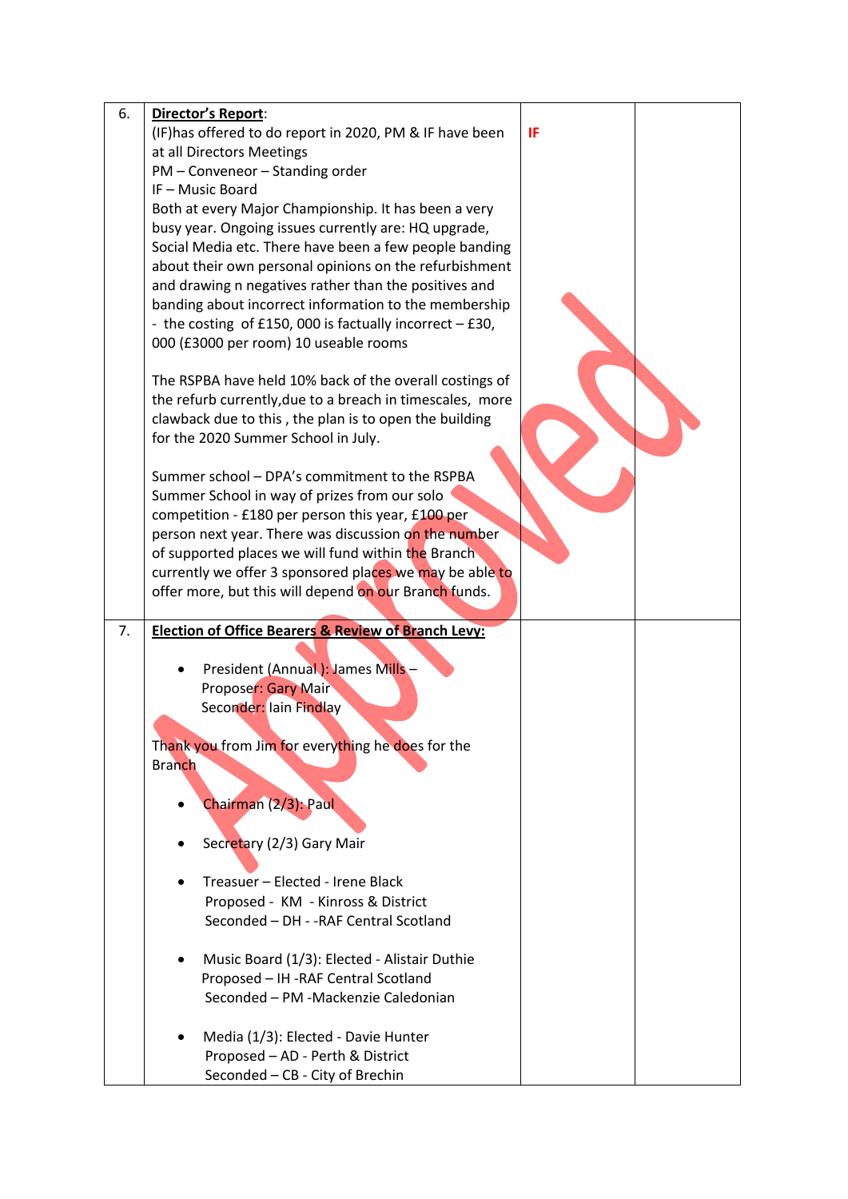| 6. | **Director's Report**:<br>(IF)has offered to do report in 2020, PM & IF have been at all Directors Meetings<br>PM – Conveneor – Standing order<br>IF – Music Board<br>Both at every Major Championship. It has been a very busy year. Ongoing issues currently are: HQ upgrade, Social Media etc. There have been a few people banding about their own personal opinions on the refurbishment and drawing n negatives rather than the positives and banding about incorrect information to the membership - the costing of £150, 000 is factually incorrect – £30, 000 (£3000 per room) 10 useable rooms<br><br>The RSPBA have held 10% back of the overall costings of the refurb currently,due to a breach in timescales, more clawback due to this , the plan is to open the building for the 2020 Summer School in July.<br><br>Summer school – DPA's commitment to the RSPBA Summer School in way of prizes from our solo competition - £180 per person this year, £100 per person next year. There was discussion on the number of supported places we will fund within the Branch currently we offer 3 sponsored places we may be able to offer more, but this will depend on our Branch funds. | IF | |
|---|---|---|---|
| 7. | **Election of Office Bearers & Review of Branch Levy:**<br><br>• President (Annual ): James Mills –<br>Proposer: Gary Mair<br>Seconder: Iain Findlay<br><br>Thank you from Jim for everything he does for the Branch<br><br>• Chairman (2/3): Paul<br><br>• Secretary (2/3) Gary Mair<br><br>• Treasuer – Elected - Irene Black<br>Proposed - KM - Kinross & District<br>Seconded – DH - -RAF Central Scotland<br><br>• Music Board (1/3): Elected - Alistair Duthie<br>Proposed – IH -RAF Central Scotland<br>Seconded – PM -Mackenzie Caledonian<br><br>• Media (1/3): Elected - Davie Hunter<br>Proposed – AD - Perth & District<br>Seconded – CB - City of Brechin | | |

Approved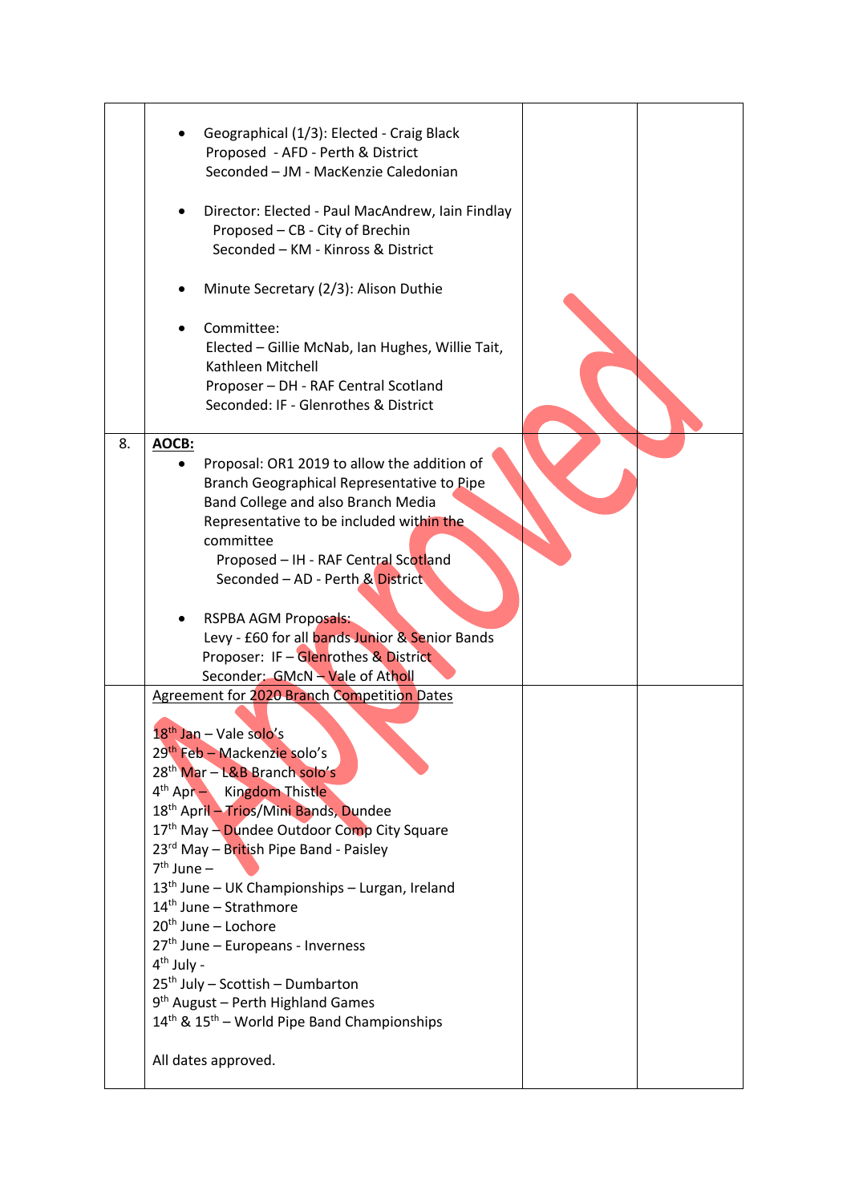| | | | |
|---|---|---|---|
| | <ul><li>Geographical (1/3): Elected - Craig Black<br>Proposed - AFD - Perth & District<br>Seconded – JM - MacKenzie Caledonian</li><li>Director: Elected - Paul MacAndrew, Iain Findlay<br>Proposed – CB - City of Brechin<br>Seconded – KM - Kinross & District</li><li>Minute Secretary (2/3): Alison Duthie</li><li>Committee:<br>Elected – Gillie McNab, Ian Hughes, Willie Tait, Kathleen Mitchell<br>Proposer – DH - RAF Central Scotland<br>Seconded: IF - Glenrothes & District</li></ul> | | |
| 8. | **<u>AOCB:</u>**<ul><li>Proposal: OR1 2019 to allow the addition of Branch Geographical Representative to Pipe Band College and also Branch Media Representative to be included within the committee<br>Proposed – IH - RAF Central Scotland<br>Seconded – AD - Perth & District</li><li>RSPBA AGM Proposals:<br>Levy - £60 for all bands Junior & Senior Bands<br>Proposer: IF – Glenrothes & District<br>Seconder: GMcN – Vale of Atholl</li></ul> | | |
| | <u>Agreement for 2020 Branch Competition Dates</u><br><br>18th Jan – Vale solo's<br>29th Feb – Mackenzie solo's<br>28th Mar – L&B Branch solo's<br>4th Apr – Kingdom Thistle<br>18th April – Trios/Mini Bands, Dundee<br>17th May – Dundee Outdoor Comp City Square<br>23rd May – British Pipe Band - Paisley<br>7th June –<br>13th June – UK Championships – Lurgan, Ireland<br>14th June – Strathmore<br>20th June – Lochore<br>27th June – Europeans - Inverness<br>4th July -<br>25th July – Scottish – Dumbarton<br>9th August – Perth Highland Games<br>14th & 15th – World Pipe Band Championships<br><br>All dates approved. | | |

Approved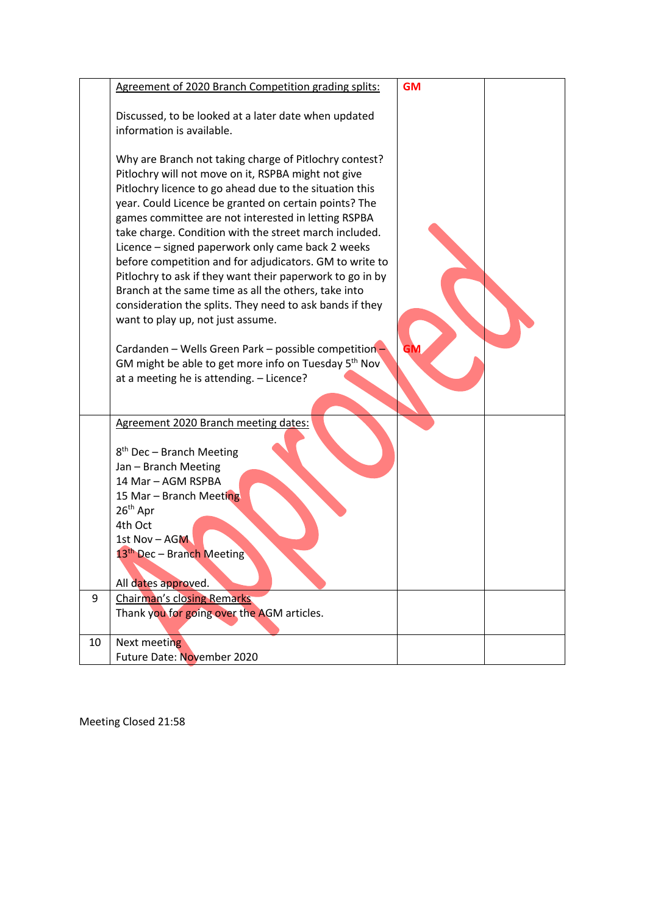| | | | |
|---|---|---|---|
| | <u>Agreement of 2020 Branch Competition grading splits:</u><br><br>Discussed, to be looked at a later date when updated information is available.<br><br>Why are Branch not taking charge of Pitlochry contest? Pitlochry will not move on it, RSPBA might not give Pitlochry licence to go ahead due to the situation this year. Could Licence be granted on certain points? The games committee are not interested in letting RSPBA take charge. Condition with the street march included. Licence – signed paperwork only came back 2 weeks before competition and for adjudicators. GM to write to Pitlochry to ask if they want their paperwork to go in by Branch at the same time as all the others, take into consideration the splits. They need to ask bands if they want to play up, not just assume.<br><br>Cardanden – Wells Green Park – possible competition – GM might be able to get more info on Tuesday 5th Nov at a meeting he is attending. – Licence? | **GM**<br><br><br><br><br><br><br><br><br><br><br><br><br><br><br><br><br><br>**GM** | |
| | <u>Agreement 2020 Branch meeting dates:</u><br><br>8th Dec – Branch Meeting<br>Jan – Branch Meeting<br>14 Mar – AGM RSPBA<br>15 Mar – Branch Meeting<br>26th Apr<br>4th Oct<br>1st Nov – AGM<br>13th Dec – Branch Meeting<br><br>All dates approved. | | |
| 9 | <u>Chairman's closing Remarks</u><br>Thank you for going over the AGM articles. | | |
| 10 | Next meeting<br>Future Date: November 2020 | | |

Meeting Closed 21:58

Approved